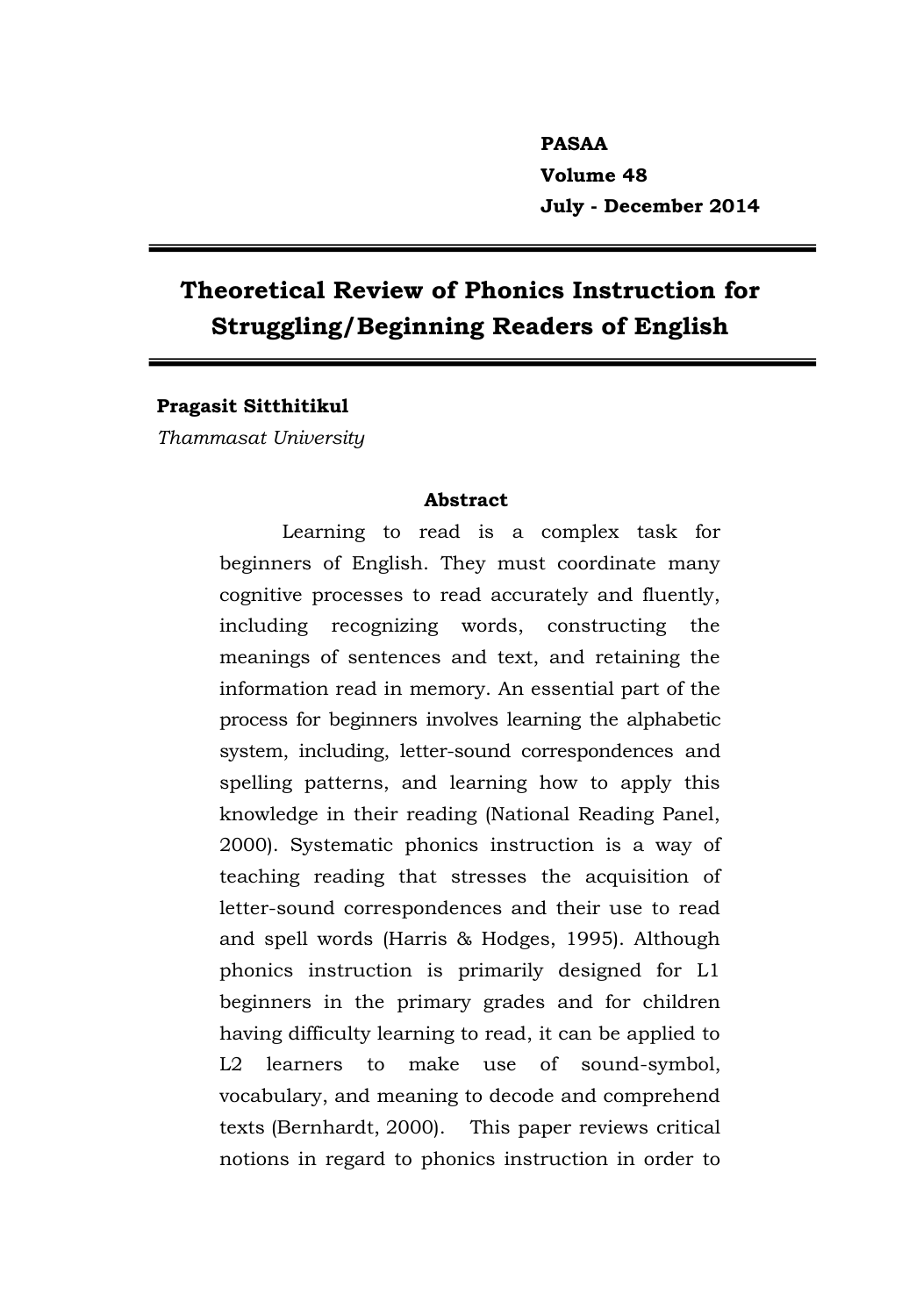**PASAA**
**Volume 48**
**July - December 2014**

# Theoretical Review of Phonics Instruction for Struggling/Beginning Readers of English

**Pragasit Sitthitikul**
*Thammasat University*

**Abstract**

Learning to read is a complex task for beginners of English. They must coordinate many cognitive processes to read accurately and fluently, including recognizing words, constructing the meanings of sentences and text, and retaining the information read in memory. An essential part of the process for beginners involves learning the alphabetic system, including, letter-sound correspondences and spelling patterns, and learning how to apply this knowledge in their reading (National Reading Panel, 2000). Systematic phonics instruction is a way of teaching reading that stresses the acquisition of letter-sound correspondences and their use to read and spell words (Harris & Hodges, 1995). Although phonics instruction is primarily designed for L1 beginners in the primary grades and for children having difficulty learning to read, it can be applied to L2 learners to make use of sound-symbol, vocabulary, and meaning to decode and comprehend texts (Bernhardt, 2000). This paper reviews critical notions in regard to phonics instruction in order to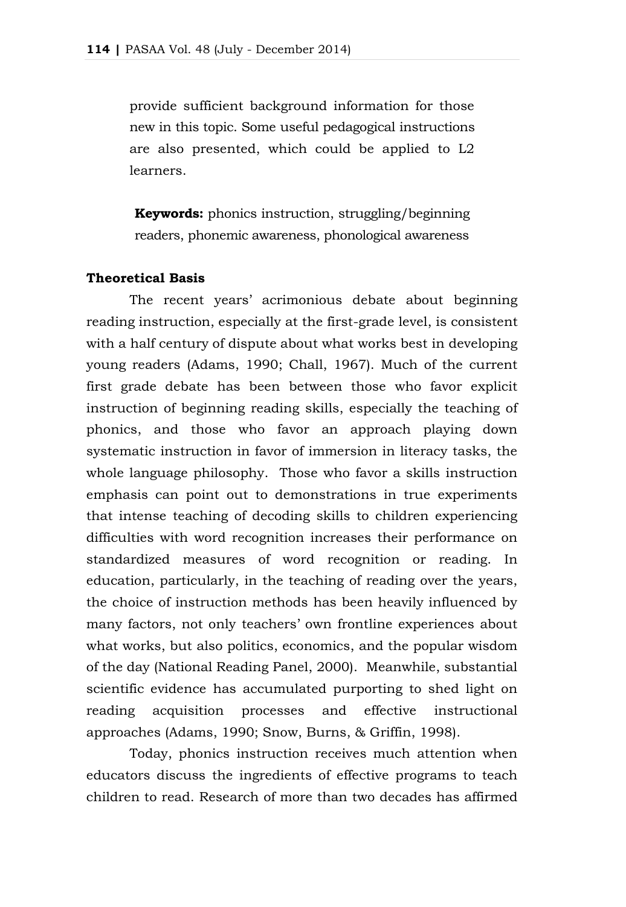provide sufficient background information for those new in this topic. Some useful pedagogical instructions are also presented, which could be applied to L2 learners.

**Keywords:** phonics instruction, struggling/beginning readers, phonemic awareness, phonological awareness

**Theoretical Basis**

The recent years' acrimonious debate about beginning reading instruction, especially at the first-grade level, is consistent with a half century of dispute about what works best in developing young readers (Adams, 1990; Chall, 1967). Much of the current first grade debate has been between those who favor explicit instruction of beginning reading skills, especially the teaching of phonics, and those who favor an approach playing down systematic instruction in favor of immersion in literacy tasks, the whole language philosophy. Those who favor a skills instruction emphasis can point out to demonstrations in true experiments that intense teaching of decoding skills to children experiencing difficulties with word recognition increases their performance on standardized measures of word recognition or reading. In education, particularly, in the teaching of reading over the years, the choice of instruction methods has been heavily influenced by many factors, not only teachers' own frontline experiences about what works, but also politics, economics, and the popular wisdom of the day (National Reading Panel, 2000). Meanwhile, substantial scientific evidence has accumulated purporting to shed light on reading acquisition processes and effective instructional approaches (Adams, 1990; Snow, Burns, & Griffin, 1998).

Today, phonics instruction receives much attention when educators discuss the ingredients of effective programs to teach children to read. Research of more than two decades has affirmed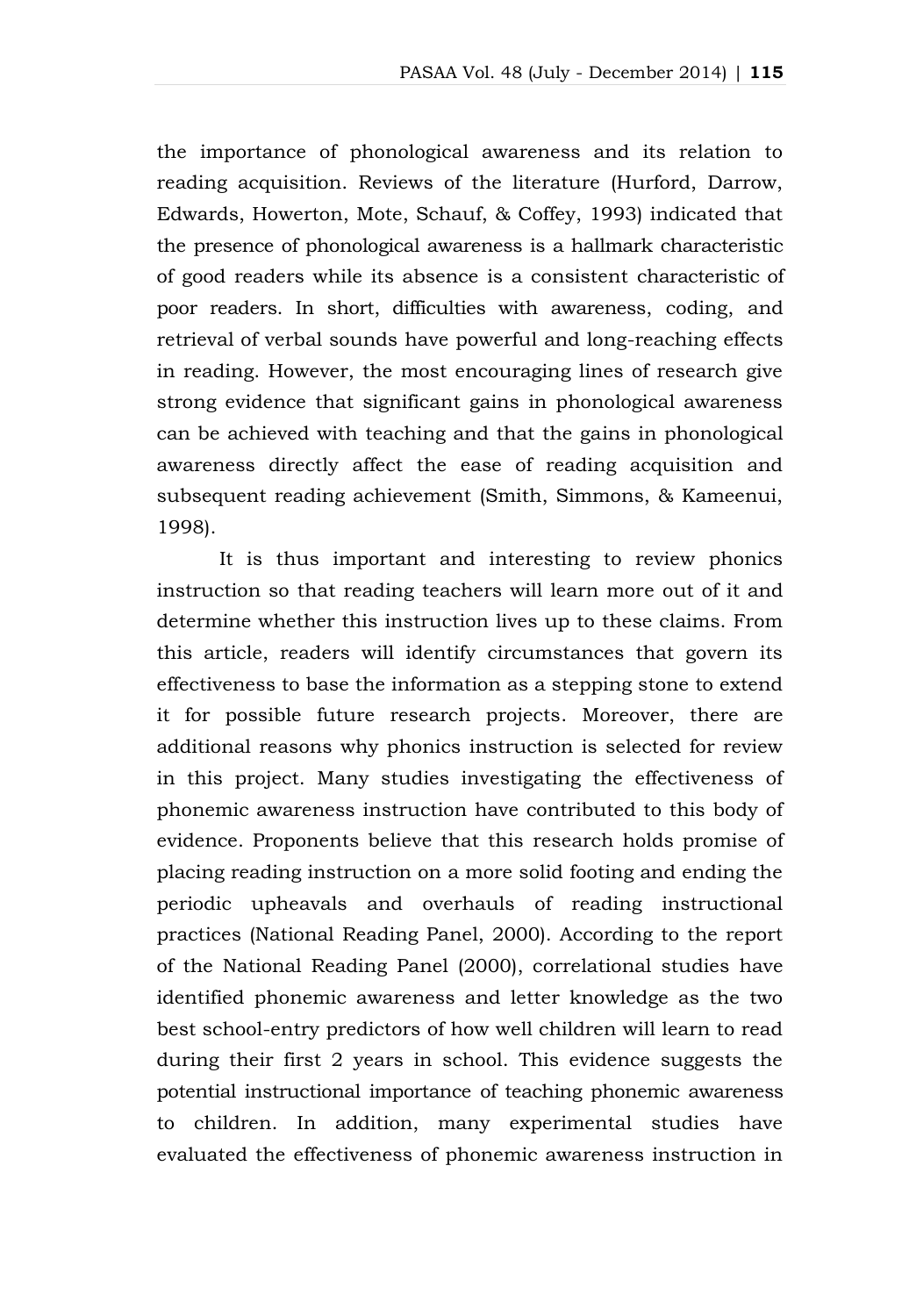the importance of phonological awareness and its relation to reading acquisition. Reviews of the literature (Hurford, Darrow, Edwards, Howerton, Mote, Schauf, & Coffey, 1993) indicated that the presence of phonological awareness is a hallmark characteristic of good readers while its absence is a consistent characteristic of poor readers. In short, difficulties with awareness, coding, and retrieval of verbal sounds have powerful and long-reaching effects in reading. However, the most encouraging lines of research give strong evidence that significant gains in phonological awareness can be achieved with teaching and that the gains in phonological awareness directly affect the ease of reading acquisition and subsequent reading achievement (Smith, Simmons, & Kameenui, 1998).

It is thus important and interesting to review phonics instruction so that reading teachers will learn more out of it and determine whether this instruction lives up to these claims. From this article, readers will identify circumstances that govern its effectiveness to base the information as a stepping stone to extend it for possible future research projects. Moreover, there are additional reasons why phonics instruction is selected for review in this project. Many studies investigating the effectiveness of phonemic awareness instruction have contributed to this body of evidence. Proponents believe that this research holds promise of placing reading instruction on a more solid footing and ending the periodic upheavals and overhauls of reading instructional practices (National Reading Panel, 2000). According to the report of the National Reading Panel (2000), correlational studies have identified phonemic awareness and letter knowledge as the two best school-entry predictors of how well children will learn to read during their first 2 years in school. This evidence suggests the potential instructional importance of teaching phonemic awareness to children. In addition, many experimental studies have evaluated the effectiveness of phonemic awareness instruction in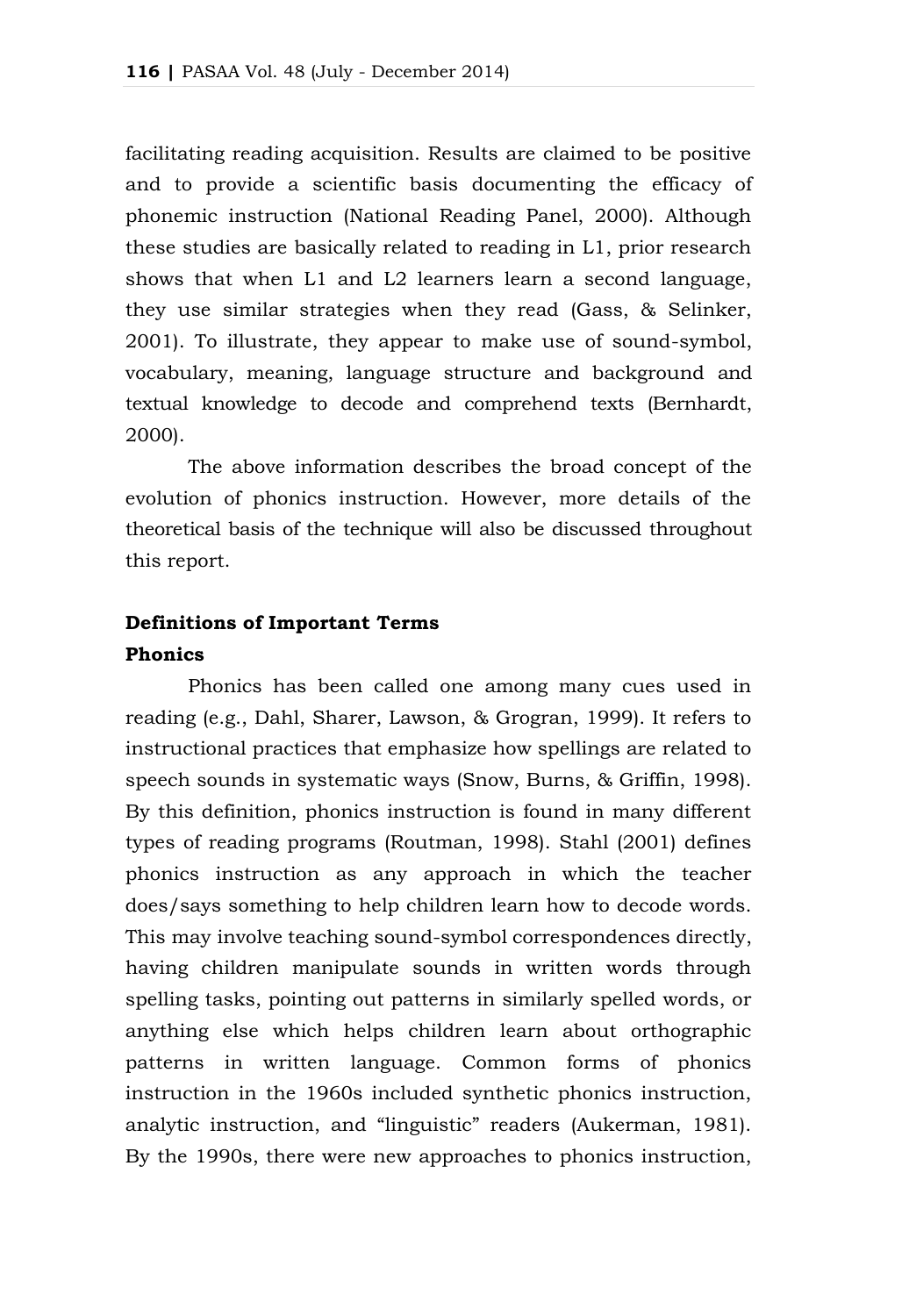facilitating reading acquisition. Results are claimed to be positive and to provide a scientific basis documenting the efficacy of phonemic instruction (National Reading Panel, 2000). Although these studies are basically related to reading in L1, prior research shows that when L1 and L2 learners learn a second language, they use similar strategies when they read (Gass, & Selinker, 2001). To illustrate, they appear to make use of sound-symbol, vocabulary, meaning, language structure and background and textual knowledge to decode and comprehend texts (Bernhardt, 2000).

The above information describes the broad concept of the evolution of phonics instruction. However, more details of the theoretical basis of the technique will also be discussed throughout this report.

## Definitions of Important Terms

### Phonics

Phonics has been called one among many cues used in reading (e.g., Dahl, Sharer, Lawson, & Grogran, 1999). It refers to instructional practices that emphasize how spellings are related to speech sounds in systematic ways (Snow, Burns, & Griffin, 1998). By this definition, phonics instruction is found in many different types of reading programs (Routman, 1998). Stahl (2001) defines phonics instruction as any approach in which the teacher does/says something to help children learn how to decode words. This may involve teaching sound-symbol correspondences directly, having children manipulate sounds in written words through spelling tasks, pointing out patterns in similarly spelled words, or anything else which helps children learn about orthographic patterns in written language. Common forms of phonics instruction in the 1960s included synthetic phonics instruction, analytic instruction, and "linguistic" readers (Aukerman, 1981). By the 1990s, there were new approaches to phonics instruction,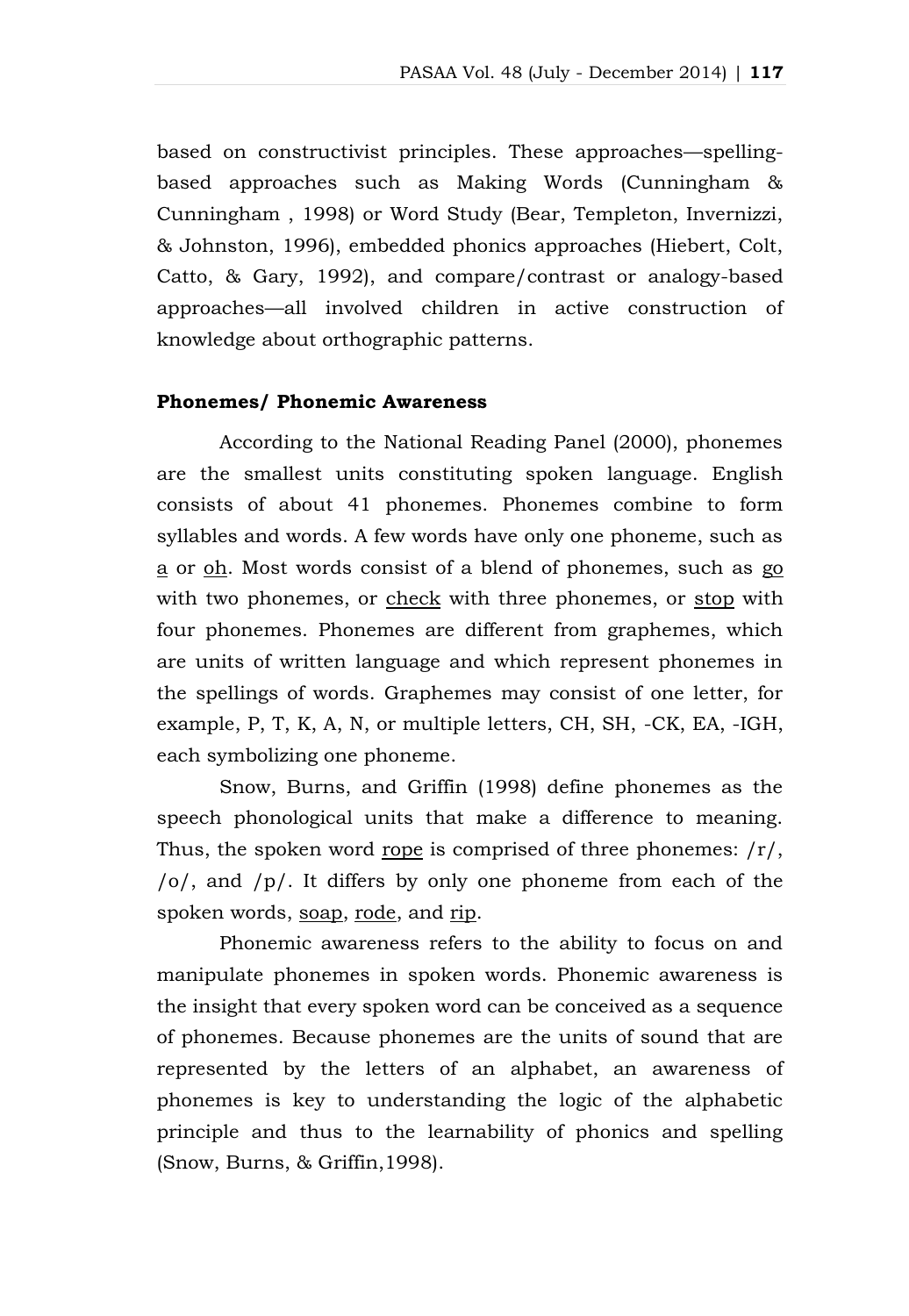based on constructivist principles. These approaches—spelling-based approaches such as Making Words (Cunningham & Cunningham , 1998) or Word Study (Bear, Templeton, Invernizzi, & Johnston, 1996), embedded phonics approaches (Hiebert, Colt, Catto, & Gary, 1992), and compare/contrast or analogy-based approaches—all involved children in active construction of knowledge about orthographic patterns.

**Phonemes/ Phonemic Awareness**

According to the National Reading Panel (2000), phonemes are the smallest units constituting spoken language. English consists of about 41 phonemes. Phonemes combine to form syllables and words. A few words have only one phoneme, such as a or oh. Most words consist of a blend of phonemes, such as go with two phonemes, or check with three phonemes, or stop with four phonemes. Phonemes are different from graphemes, which are units of written language and which represent phonemes in the spellings of words. Graphemes may consist of one letter, for example, P, T, K, A, N, or multiple letters, CH, SH, -CK, EA, -IGH, each symbolizing one phoneme.

Snow, Burns, and Griffin (1998) define phonemes as the speech phonological units that make a difference to meaning. Thus, the spoken word rope is comprised of three phonemes: /r/, /o/, and /p/. It differs by only one phoneme from each of the spoken words, soap, rode, and rip.

Phonemic awareness refers to the ability to focus on and manipulate phonemes in spoken words. Phonemic awareness is the insight that every spoken word can be conceived as a sequence of phonemes. Because phonemes are the units of sound that are represented by the letters of an alphabet, an awareness of phonemes is key to understanding the logic of the alphabetic principle and thus to the learnability of phonics and spelling (Snow, Burns, & Griffin,1998).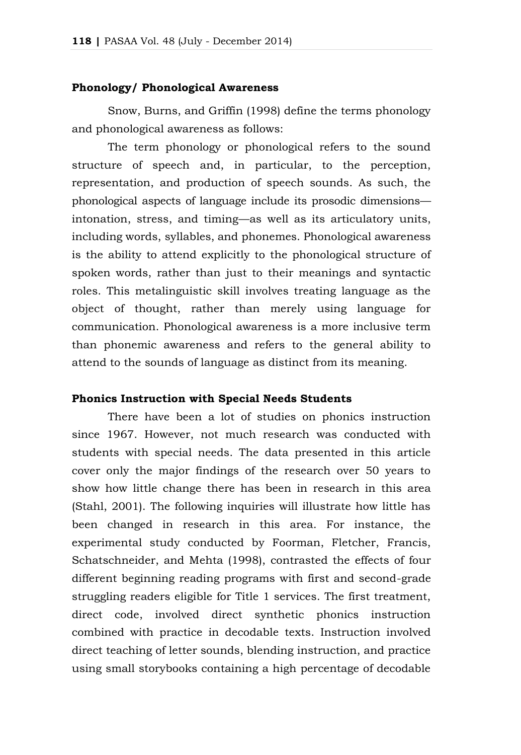**Phonology/ Phonological Awareness**

Snow, Burns, and Griffin (1998) define the terms phonology and phonological awareness as follows:

The term phonology or phonological refers to the sound structure of speech and, in particular, to the perception, representation, and production of speech sounds. As such, the phonological aspects of language include its prosodic dimensions—intonation, stress, and timing—as well as its articulatory units, including words, syllables, and phonemes. Phonological awareness is the ability to attend explicitly to the phonological structure of spoken words, rather than just to their meanings and syntactic roles. This metalinguistic skill involves treating language as the object of thought, rather than merely using language for communication. Phonological awareness is a more inclusive term than phonemic awareness and refers to the general ability to attend to the sounds of language as distinct from its meaning.

**Phonics Instruction with Special Needs Students**

There have been a lot of studies on phonics instruction since 1967. However, not much research was conducted with students with special needs. The data presented in this article cover only the major findings of the research over 50 years to show how little change there has been in research in this area (Stahl, 2001). The following inquiries will illustrate how little has been changed in research in this area. For instance, the experimental study conducted by Foorman, Fletcher, Francis, Schatschneider, and Mehta (1998), contrasted the effects of four different beginning reading programs with first and second-grade struggling readers eligible for Title 1 services. The first treatment, direct code, involved direct synthetic phonics instruction combined with practice in decodable texts. Instruction involved direct teaching of letter sounds, blending instruction, and practice using small storybooks containing a high percentage of decodable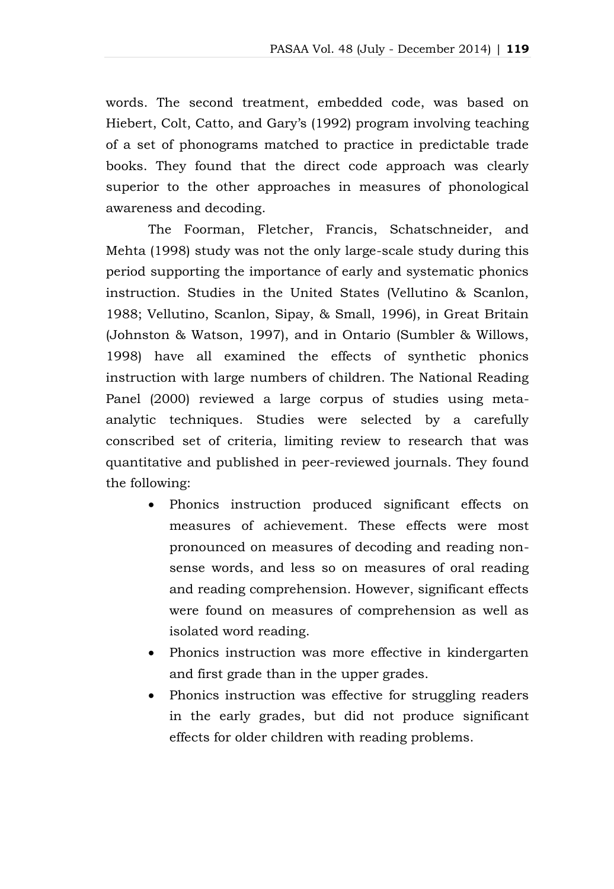words. The second treatment, embedded code, was based on Hiebert, Colt, Catto, and Gary's (1992) program involving teaching of a set of phonograms matched to practice in predictable trade books. They found that the direct code approach was clearly superior to the other approaches in measures of phonological awareness and decoding.

The Foorman, Fletcher, Francis, Schatschneider, and Mehta (1998) study was not the only large-scale study during this period supporting the importance of early and systematic phonics instruction. Studies in the United States (Vellutino & Scanlon, 1988; Vellutino, Scanlon, Sipay, & Small, 1996), in Great Britain (Johnston & Watson, 1997), and in Ontario (Sumbler & Willows, 1998) have all examined the effects of synthetic phonics instruction with large numbers of children. The National Reading Panel (2000) reviewed a large corpus of studies using meta-analytic techniques. Studies were selected by a carefully conscribed set of criteria, limiting review to research that was quantitative and published in peer-reviewed journals. They found the following:

- Phonics instruction produced significant effects on measures of achievement. These effects were most pronounced on measures of decoding and reading non-sense words, and less so on measures of oral reading and reading comprehension. However, significant effects were found on measures of comprehension as well as isolated word reading.
- Phonics instruction was more effective in kindergarten and first grade than in the upper grades.
- Phonics instruction was effective for struggling readers in the early grades, but did not produce significant effects for older children with reading problems.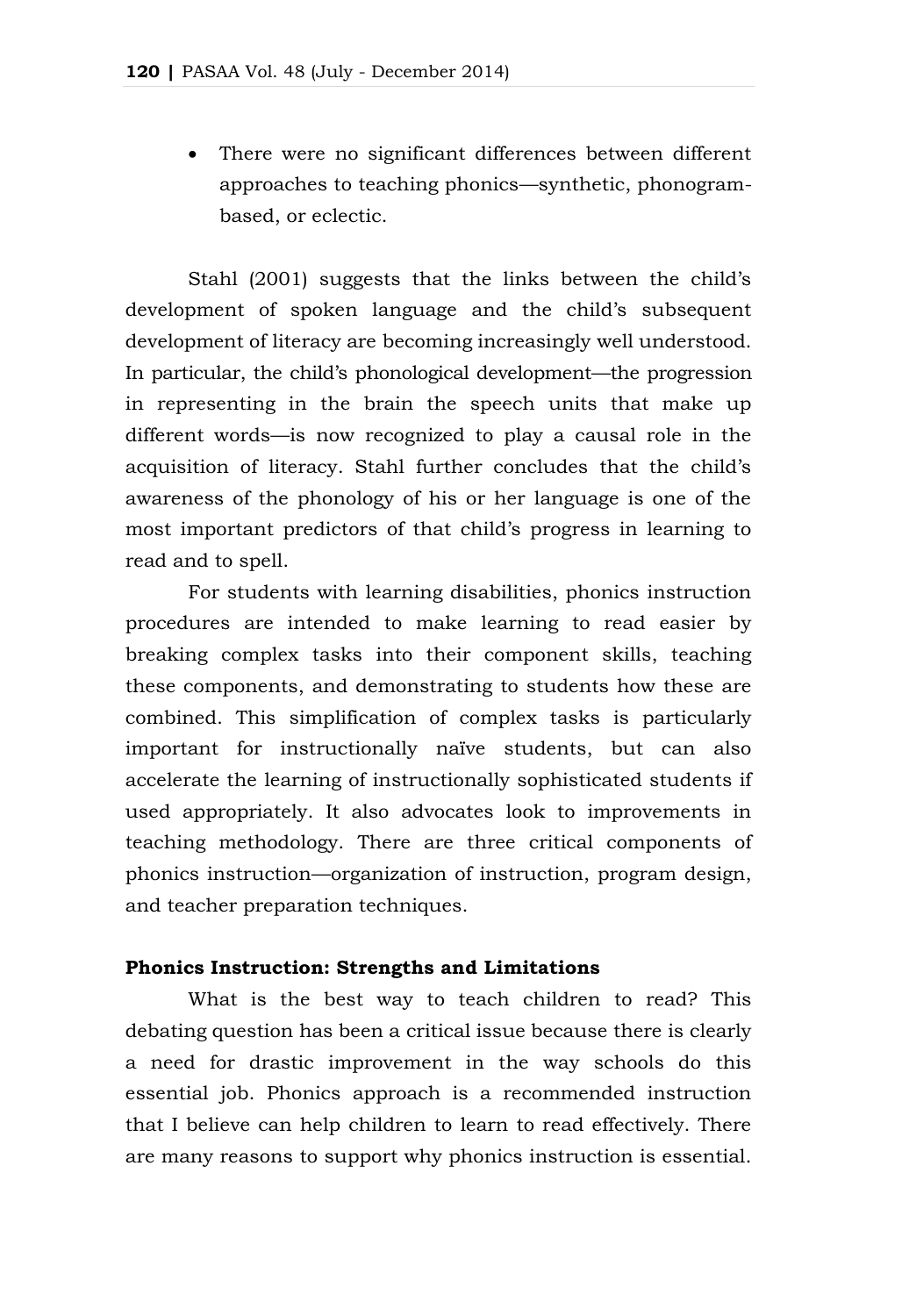- There were no significant differences between different approaches to teaching phonics—synthetic, phonogram-based, or eclectic.

Stahl (2001) suggests that the links between the child's development of spoken language and the child's subsequent development of literacy are becoming increasingly well understood. In particular, the child's phonological development—the progression in representing in the brain the speech units that make up different words—is now recognized to play a causal role in the acquisition of literacy. Stahl further concludes that the child's awareness of the phonology of his or her language is one of the most important predictors of that child's progress in learning to read and to spell.

For students with learning disabilities, phonics instruction procedures are intended to make learning to read easier by breaking complex tasks into their component skills, teaching these components, and demonstrating to students how these are combined. This simplification of complex tasks is particularly important for instructionally naïve students, but can also accelerate the learning of instructionally sophisticated students if used appropriately. It also advocates look to improvements in teaching methodology. There are three critical components of phonics instruction—organization of instruction, program design, and teacher preparation techniques.

**Phonics Instruction: Strengths and Limitations**

What is the best way to teach children to read? This debating question has been a critical issue because there is clearly a need for drastic improvement in the way schools do this essential job. Phonics approach is a recommended instruction that I believe can help children to learn to read effectively. There are many reasons to support why phonics instruction is essential.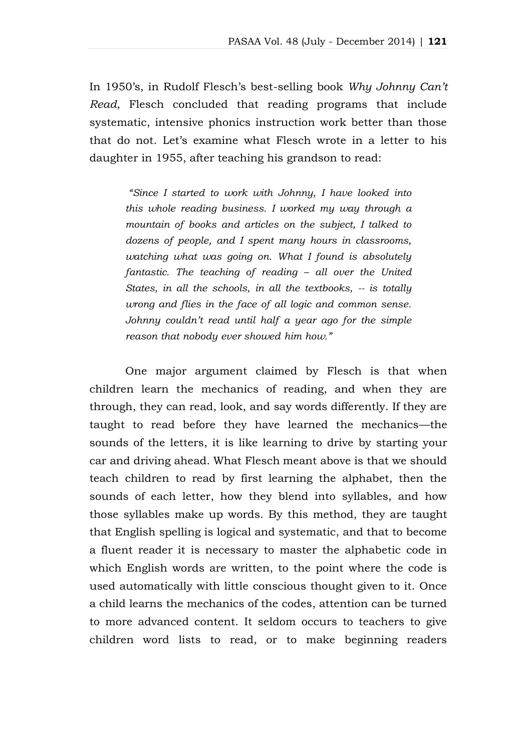In 1950's, in Rudolf Flesch's best-selling book *Why Johnny Can't Read*, Flesch concluded that reading programs that include systematic, intensive phonics instruction work better than those that do not. Let's examine what Flesch wrote in a letter to his daughter in 1955, after teaching his grandson to read:

> *"Since I started to work with Johnny, I have looked into this whole reading business. I worked my way through a mountain of books and articles on the subject, I talked to dozens of people, and I spent many hours in classrooms, watching what was going on. What I found is absolutely fantastic. The teaching of reading – all over the United States, in all the schools, in all the textbooks, -- is totally wrong and flies in the face of all logic and common sense. Johnny couldn't read until half a year ago for the simple reason that nobody ever showed him how."*

One major argument claimed by Flesch is that when children learn the mechanics of reading, and when they are through, they can read, look, and say words differently. If they are taught to read before they have learned the mechanics—the sounds of the letters, it is like learning to drive by starting your car and driving ahead. What Flesch meant above is that we should teach children to read by first learning the alphabet, then the sounds of each letter, how they blend into syllables, and how those syllables make up words. By this method, they are taught that English spelling is logical and systematic, and that to become a fluent reader it is necessary to master the alphabetic code in which English words are written, to the point where the code is used automatically with little conscious thought given to it. Once a child learns the mechanics of the codes, attention can be turned to more advanced content. It seldom occurs to teachers to give children word lists to read, or to make beginning readers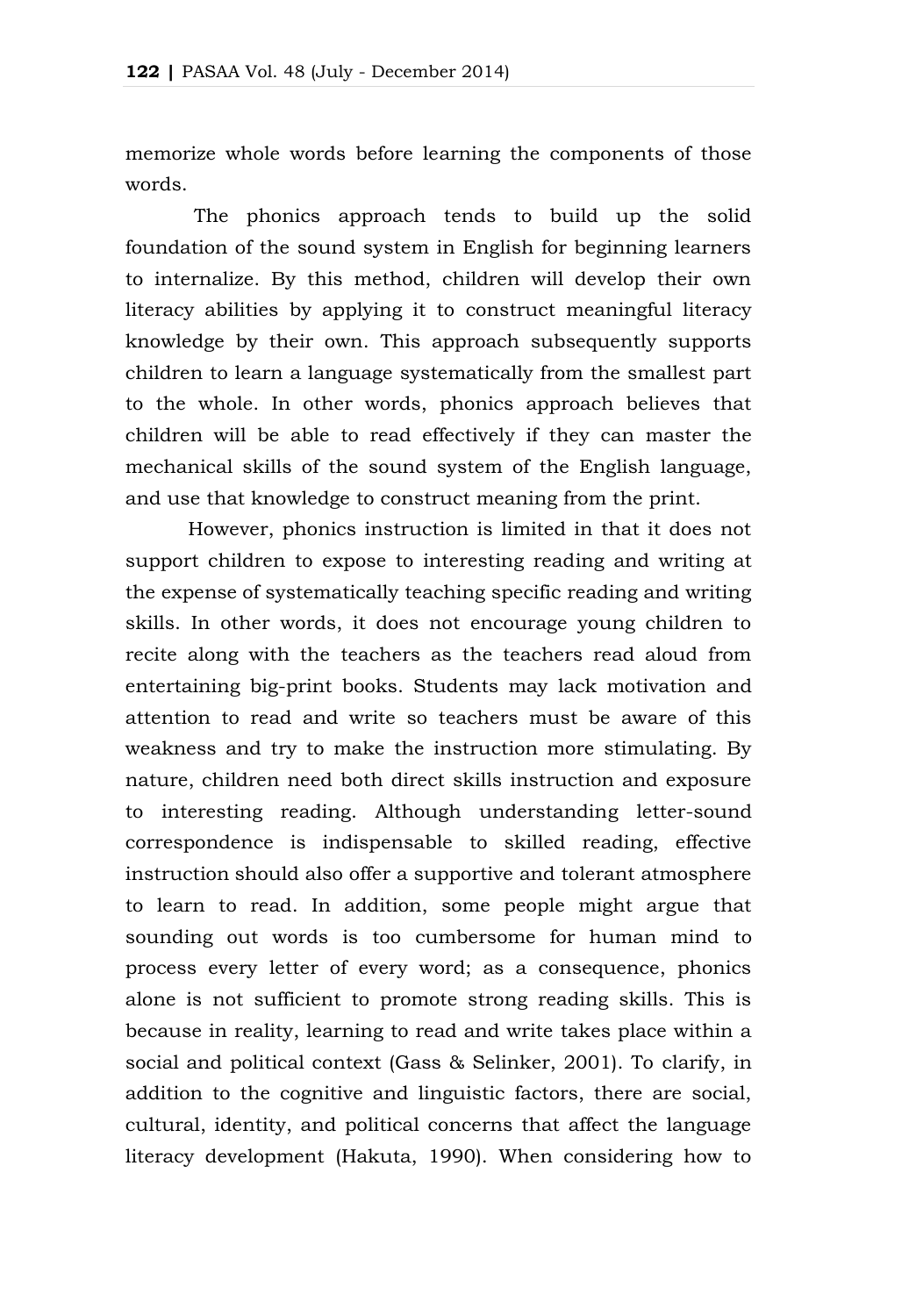memorize whole words before learning the components of those words.

The phonics approach tends to build up the solid foundation of the sound system in English for beginning learners to internalize. By this method, children will develop their own literacy abilities by applying it to construct meaningful literacy knowledge by their own. This approach subsequently supports children to learn a language systematically from the smallest part to the whole. In other words, phonics approach believes that children will be able to read effectively if they can master the mechanical skills of the sound system of the English language, and use that knowledge to construct meaning from the print.

However, phonics instruction is limited in that it does not support children to expose to interesting reading and writing at the expense of systematically teaching specific reading and writing skills. In other words, it does not encourage young children to recite along with the teachers as the teachers read aloud from entertaining big-print books. Students may lack motivation and attention to read and write so teachers must be aware of this weakness and try to make the instruction more stimulating. By nature, children need both direct skills instruction and exposure to interesting reading. Although understanding letter-sound correspondence is indispensable to skilled reading, effective instruction should also offer a supportive and tolerant atmosphere to learn to read. In addition, some people might argue that sounding out words is too cumbersome for human mind to process every letter of every word; as a consequence, phonics alone is not sufficient to promote strong reading skills. This is because in reality, learning to read and write takes place within a social and political context (Gass & Selinker, 2001). To clarify, in addition to the cognitive and linguistic factors, there are social, cultural, identity, and political concerns that affect the language literacy development (Hakuta, 1990). When considering how to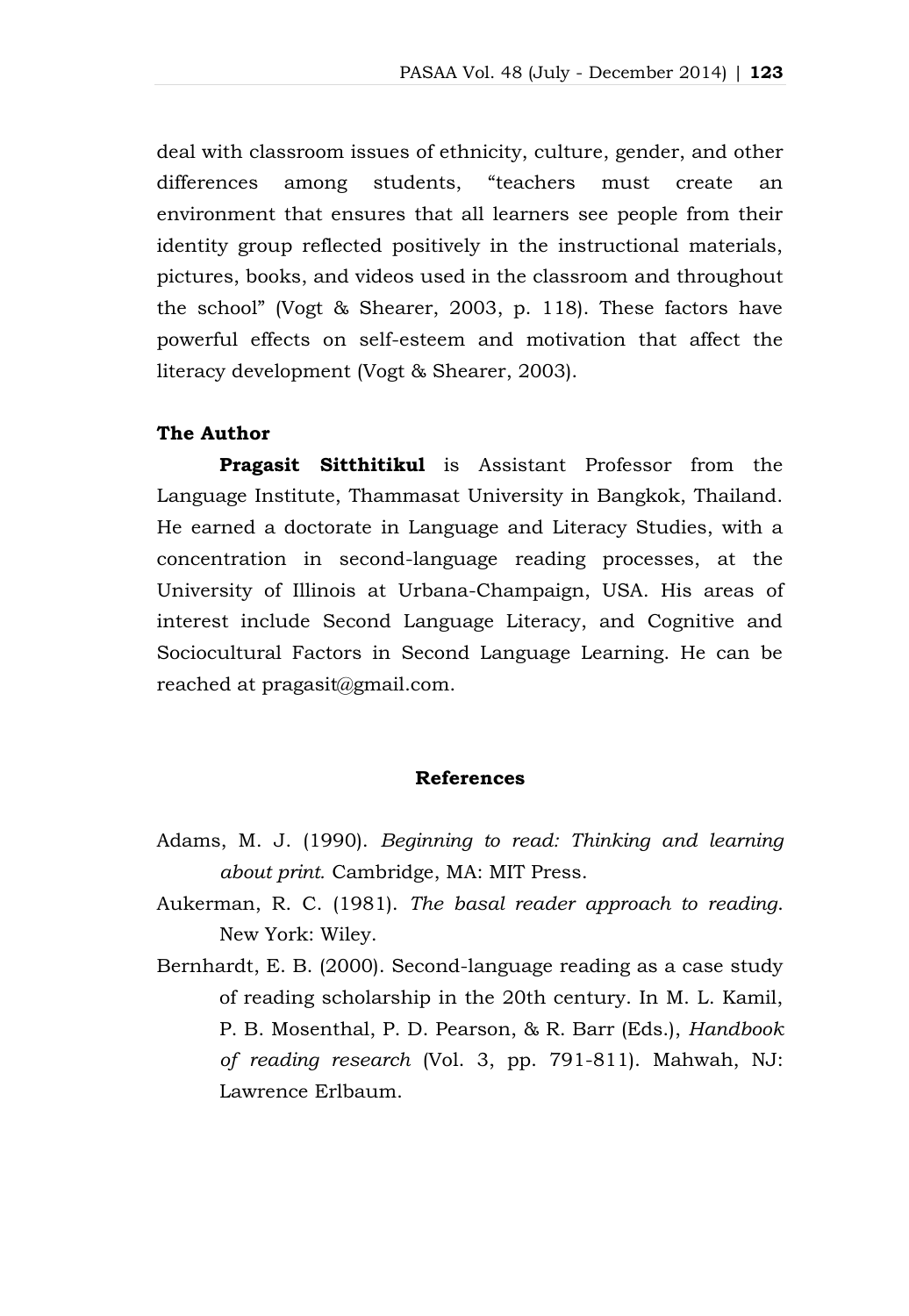deal with classroom issues of ethnicity, culture, gender, and other differences among students, "teachers must create an environment that ensures that all learners see people from their identity group reflected positively in the instructional materials, pictures, books, and videos used in the classroom and throughout the school" (Vogt & Shearer, 2003, p. 118). These factors have powerful effects on self-esteem and motivation that affect the literacy development (Vogt & Shearer, 2003).

### The Author

**Pragasit Sitthitikul** is Assistant Professor from the Language Institute, Thammasat University in Bangkok, Thailand. He earned a doctorate in Language and Literacy Studies, with a concentration in second-language reading processes, at the University of Illinois at Urbana-Champaign, USA. His areas of interest include Second Language Literacy, and Cognitive and Sociocultural Factors in Second Language Learning. He can be reached at pragasit@gmail.com.

## References

Adams, M. J. (1990). *Beginning to read: Thinking and learning about print.* Cambridge, MA: MIT Press.

Aukerman, R. C. (1981). *The basal reader approach to reading.* New York: Wiley.

Bernhardt, E. B. (2000). Second-language reading as a case study of reading scholarship in the 20th century. In M. L. Kamil, P. B. Mosenthal, P. D. Pearson, & R. Barr (Eds.), *Handbook of reading research* (Vol. 3, pp. 791-811). Mahwah, NJ: Lawrence Erlbaum.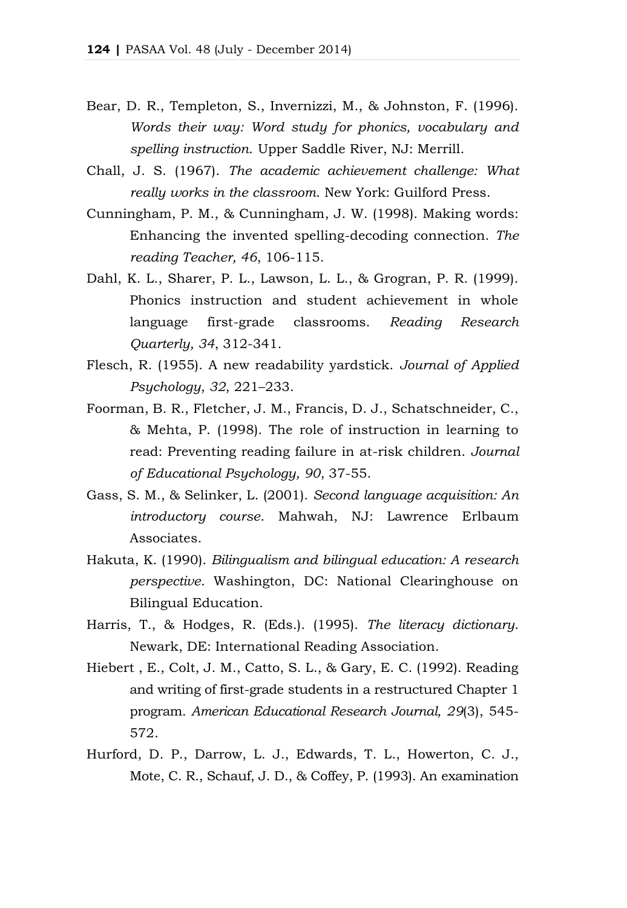Bear, D. R., Templeton, S., Invernizzi, M., & Johnston, F. (1996). *Words their way: Word study for phonics, vocabulary and spelling instruction*. Upper Saddle River, NJ: Merrill.

Chall, J. S. (1967). *The academic achievement challenge: What really works in the classroom*. New York: Guilford Press.

Cunningham, P. M., & Cunningham, J. W. (1998). Making words: Enhancing the invented spelling-decoding connection. *The reading Teacher, 46*, 106-115.

Dahl, K. L., Sharer, P. L., Lawson, L. L., & Grogran, P. R. (1999). Phonics instruction and student achievement in whole language first-grade classrooms. *Reading Research Quarterly, 34*, 312-341.

Flesch, R. (1955). A new readability yardstick. *Journal of Applied Psychology*, *32*, 221–233.

Foorman, B. R., Fletcher, J. M., Francis, D. J., Schatschneider, C., & Mehta, P. (1998). The role of instruction in learning to read: Preventing reading failure in at-risk children. *Journal of Educational Psychology, 90*, 37-55.

Gass, S. M., & Selinker, L. (2001). *Second language acquisition: An introductory course*. Mahwah, NJ: Lawrence Erlbaum Associates.

Hakuta, K. (1990). *Bilingualism and bilingual education: A research perspective*. Washington, DC: National Clearinghouse on Bilingual Education.

Harris, T., & Hodges, R. (Eds.). (1995). *The literacy dictionary*. Newark, DE: International Reading Association.

Hiebert , E., Colt, J. M., Catto, S. L., & Gary, E. C. (1992). Reading and writing of first-grade students in a restructured Chapter 1 program. *American Educational Research Journal, 29*(3), 545-572.

Hurford, D. P., Darrow, L. J., Edwards, T. L., Howerton, C. J., Mote, C. R., Schauf, J. D., & Coffey, P. (1993). An examination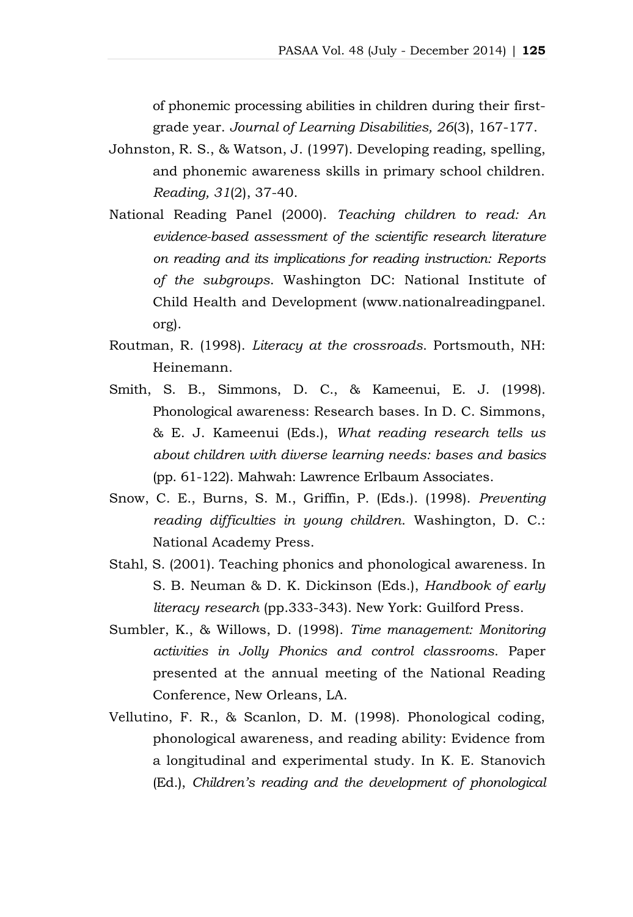of phonemic processing abilities in children during their first-grade year. *Journal of Learning Disabilities, 26*(3), 167-177.

Johnston, R. S., & Watson, J. (1997). Developing reading, spelling, and phonemic awareness skills in primary school children. *Reading, 31*(2), 37-40.

National Reading Panel (2000). *Teaching children to read: An evidence-based assessment of the scientific research literature on reading and its implications for reading instruction: Reports of the subgroups*. Washington DC: National Institute of Child Health and Development (www.nationalreadingpanel.org).

Routman, R. (1998). *Literacy at the crossroads*. Portsmouth, NH: Heinemann.

Smith, S. B., Simmons, D. C., & Kameenui, E. J. (1998). Phonological awareness: Research bases. In D. C. Simmons, & E. J. Kameenui (Eds.), *What reading research tells us about children with diverse learning needs: bases and basics* (pp. 61-122). Mahwah: Lawrence Erlbaum Associates.

Snow, C. E., Burns, S. M., Griffin, P. (Eds.). (1998). *Preventing reading difficulties in young children*. Washington, D. C.: National Academy Press.

Stahl, S. (2001). Teaching phonics and phonological awareness. In S. B. Neuman & D. K. Dickinson (Eds.), *Handbook of early literacy research* (pp.333-343). New York: Guilford Press.

Sumbler, K., & Willows, D. (1998). *Time management: Monitoring activities in Jolly Phonics and control classrooms*. Paper presented at the annual meeting of the National Reading Conference, New Orleans, LA.

Vellutino, F. R., & Scanlon, D. M. (1998). Phonological coding, phonological awareness, and reading ability: Evidence from a longitudinal and experimental study. In K. E. Stanovich (Ed.), *Children's reading and the development of phonological*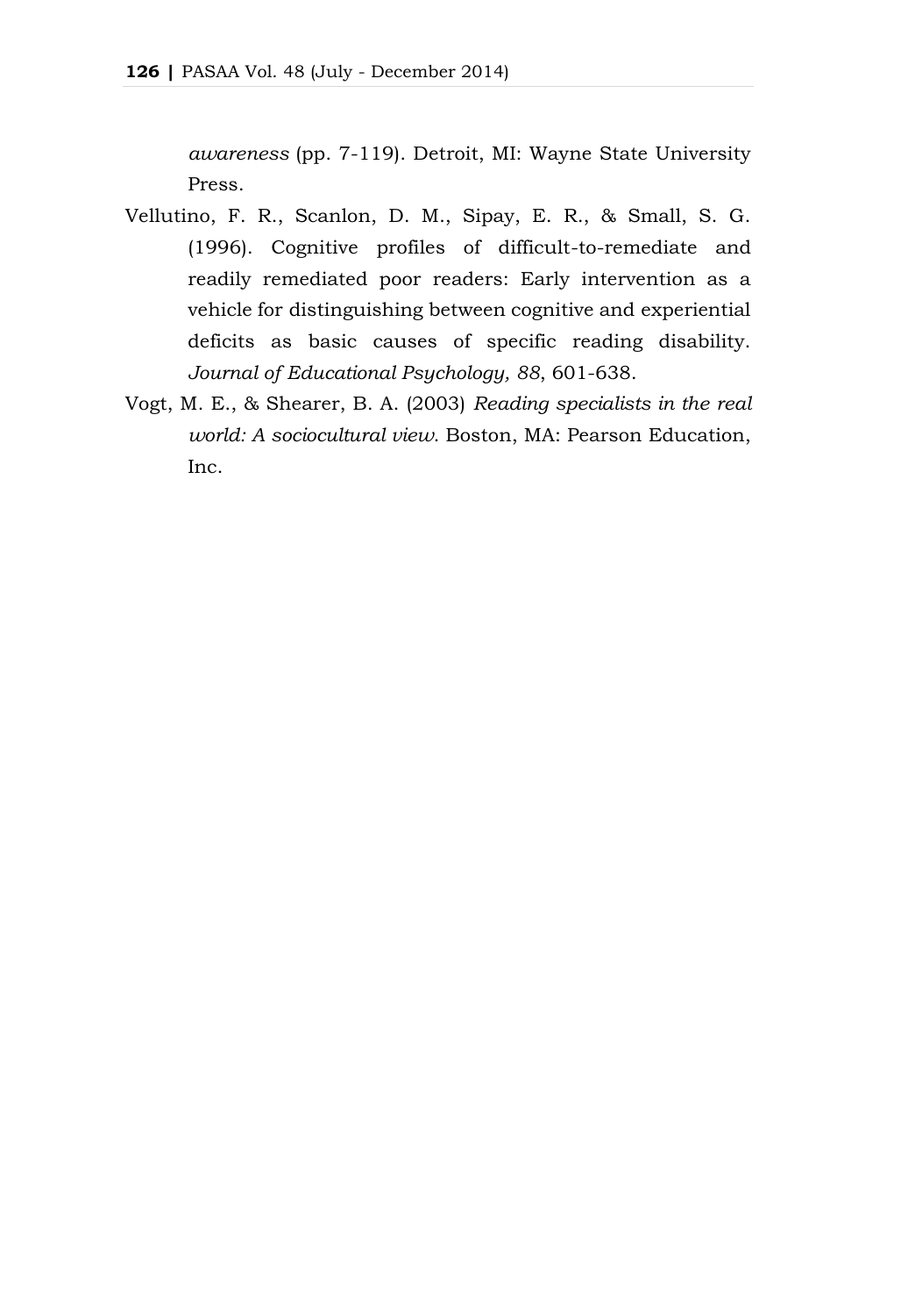*awareness* (pp. 7-119). Detroit, MI: Wayne State University Press.

Vellutino, F. R., Scanlon, D. M., Sipay, E. R., & Small, S. G. (1996). Cognitive profiles of difficult-to-remediate and readily remediated poor readers: Early intervention as a vehicle for distinguishing between cognitive and experiential deficits as basic causes of specific reading disability. *Journal of Educational Psychology, 88*, 601-638.

Vogt, M. E., & Shearer, B. A. (2003) *Reading specialists in the real world: A sociocultural view*. Boston, MA: Pearson Education, Inc.